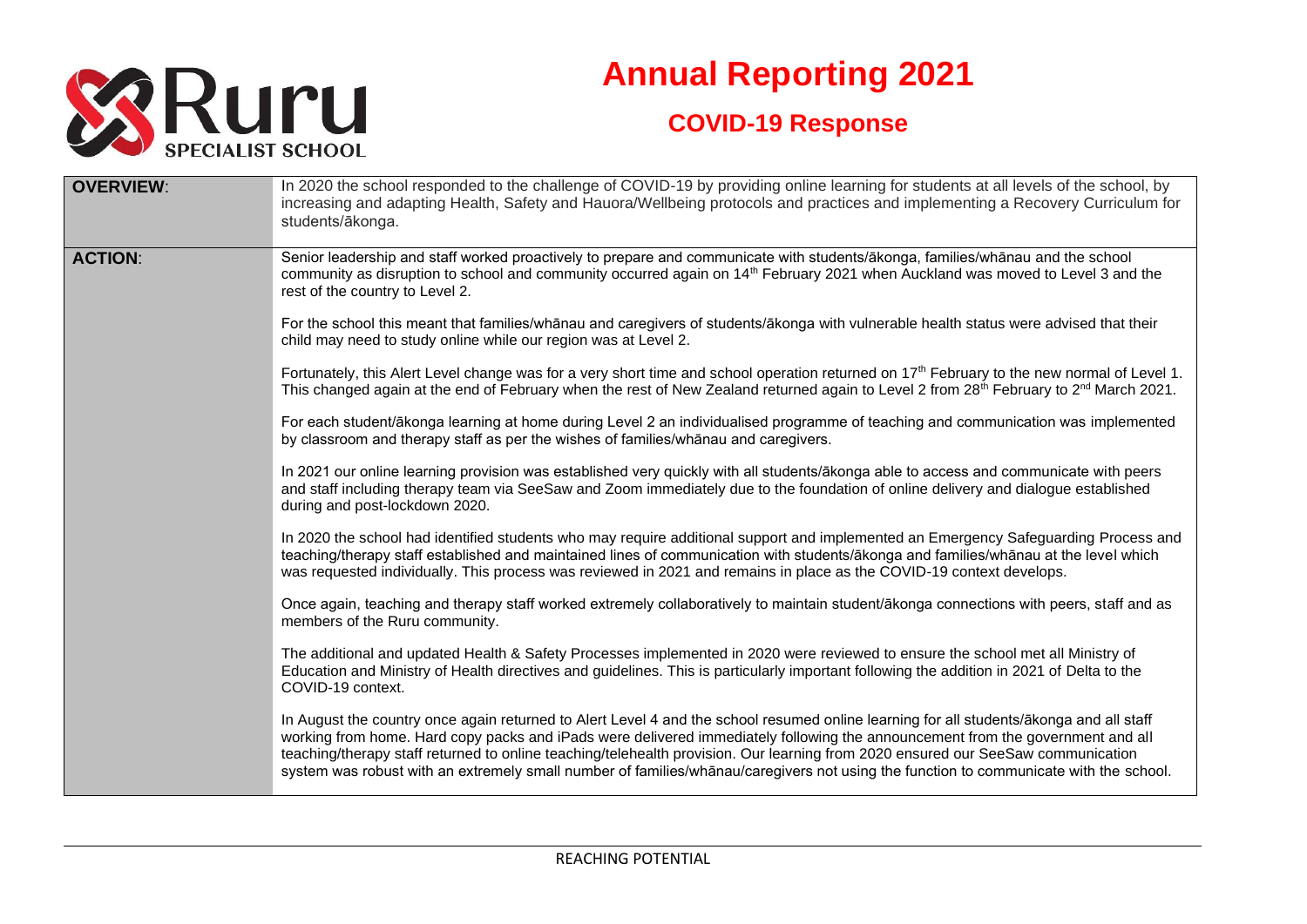# Annual Reporting 2021

## COVID-19 Response

| | |
|---|---|
| **OVERVIEW**: | In 2020 the school responded to the challenge of COVID-19 by providing online learning for students at all levels of the school, by increasing and adapting Health, Safety and Hauora/Wellbeing protocols and practices and implementing a Recovery Curriculum for students/ākonga. |
| **ACTION**: | Senior leadership and staff worked proactively to prepare and communicate with students/ākonga, families/whānau and the school community as disruption to school and community occurred again on 14th February 2021 when Auckland was moved to Level 3 and the rest of the country to Level 2.<br><br>For the school this meant that families/whānau and caregivers of students/ākonga with vulnerable health status were advised that their child may need to study online while our region was at Level 2.<br><br>Fortunately, this Alert Level change was for a very short time and school operation returned on 17th February to the new normal of Level 1. This changed again at the end of February when the rest of New Zealand returned again to Level 2 from 28th February to 2nd March 2021.<br><br>For each student/ākonga learning at home during Level 2 an individualised programme of teaching and communication was implemented by classroom and therapy staff as per the wishes of families/whānau and caregivers.<br><br>In 2021 our online learning provision was established very quickly with all students/ākonga able to access and communicate with peers and staff including therapy team via SeeSaw and Zoom immediately due to the foundation of online delivery and dialogue established during and post-lockdown 2020.<br><br>In 2020 the school had identified students who may require additional support and implemented an Emergency Safeguarding Process and teaching/therapy staff established and maintained lines of communication with students/ākonga and families/whānau at the level which was requested individually. This process was reviewed in 2021 and remains in place as the COVID-19 context develops.<br><br>Once again, teaching and therapy staff worked extremely collaboratively to maintain student/ākonga connections with peers, staff and as members of the Ruru community.<br><br>The additional and updated Health & Safety Processes implemented in 2020 were reviewed to ensure the school met all Ministry of Education and Ministry of Health directives and guidelines. This is particularly important following the addition in 2021 of Delta to the COVID-19 context.<br><br>In August the country once again returned to Alert Level 4 and the school resumed online learning for all students/ākonga and all staff working from home. Hard copy packs and iPads were delivered immediately following the announcement from the government and all teaching/therapy staff returned to online teaching/telehealth provision. Our learning from 2020 ensured our SeeSaw communication system was robust with an extremely small number of families/whānau/caregivers not using the function to communicate with the school. |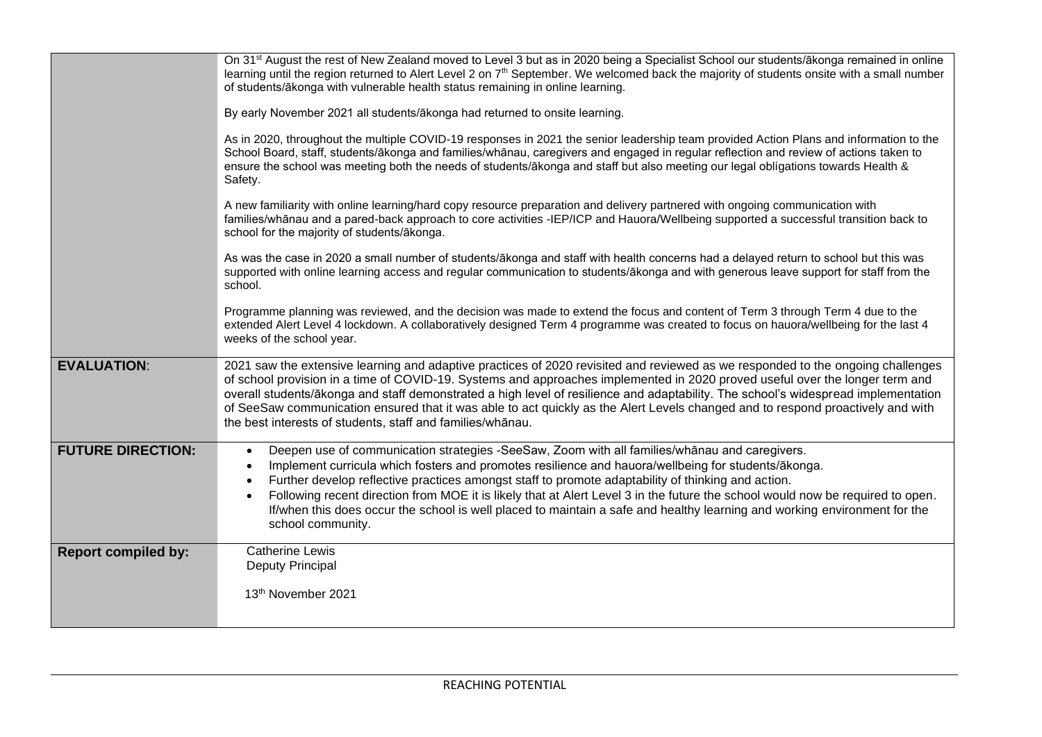| | |
|---|---|
| | On 31st August the rest of New Zealand moved to Level 3 but as in 2020 being a Specialist School our students/ākonga remained in online learning until the region returned to Alert Level 2 on 7th September. We welcomed back the majority of students onsite with a small number of students/ākonga with vulnerable health status remaining in online learning.<br><br>By early November 2021 all students/ākonga had returned to onsite learning.<br><br>As in 2020, throughout the multiple COVID-19 responses in 2021 the senior leadership team provided Action Plans and information to the School Board, staff, students/ākonga and families/whānau, caregivers and engaged in regular reflection and review of actions taken to ensure the school was meeting both the needs of students/ākonga and staff but also meeting our legal obligations towards Health & Safety.<br><br>A new familiarity with online learning/hard copy resource preparation and delivery partnered with ongoing communication with families/whānau and a pared-back approach to core activities -IEP/ICP and Hauora/Wellbeing supported a successful transition back to school for the majority of students/ākonga.<br><br>As was the case in 2020 a small number of students/ākonga and staff with health concerns had a delayed return to school but this was supported with online learning access and regular communication to students/ākonga and with generous leave support for staff from the school.<br><br>Programme planning was reviewed, and the decision was made to extend the focus and content of Term 3 through Term 4 due to the extended Alert Level 4 lockdown. A collaboratively designed Term 4 programme was created to focus on hauora/wellbeing for the last 4 weeks of the school year. |
| **EVALUATION**: | 2021 saw the extensive learning and adaptive practices of 2020 revisited and reviewed as we responded to the ongoing challenges of school provision in a time of COVID-19. Systems and approaches implemented in 2020 proved useful over the longer term and overall students/ākonga and staff demonstrated a high level of resilience and adaptability. The school's widespread implementation of SeeSaw communication ensured that it was able to act quickly as the Alert Levels changed and to respond proactively and with the best interests of students, staff and families/whānau. |
| **FUTURE DIRECTION:** | • Deepen use of communication strategies -SeeSaw, Zoom with all families/whānau and caregivers.<br>• Implement curricula which fosters and promotes resilience and hauora/wellbeing for students/ākonga.<br>• Further develop reflective practices amongst staff to promote adaptability of thinking and action.<br>• Following recent direction from MOE it is likely that at Alert Level 3 in the future the school would now be required to open. If/when this does occur the school is well placed to maintain a safe and healthy learning and working environment for the school community. |
| **Report compiled by:** | Catherine Lewis<br>Deputy Principal<br><br>13th November 2021 |

REACHING POTENTIAL